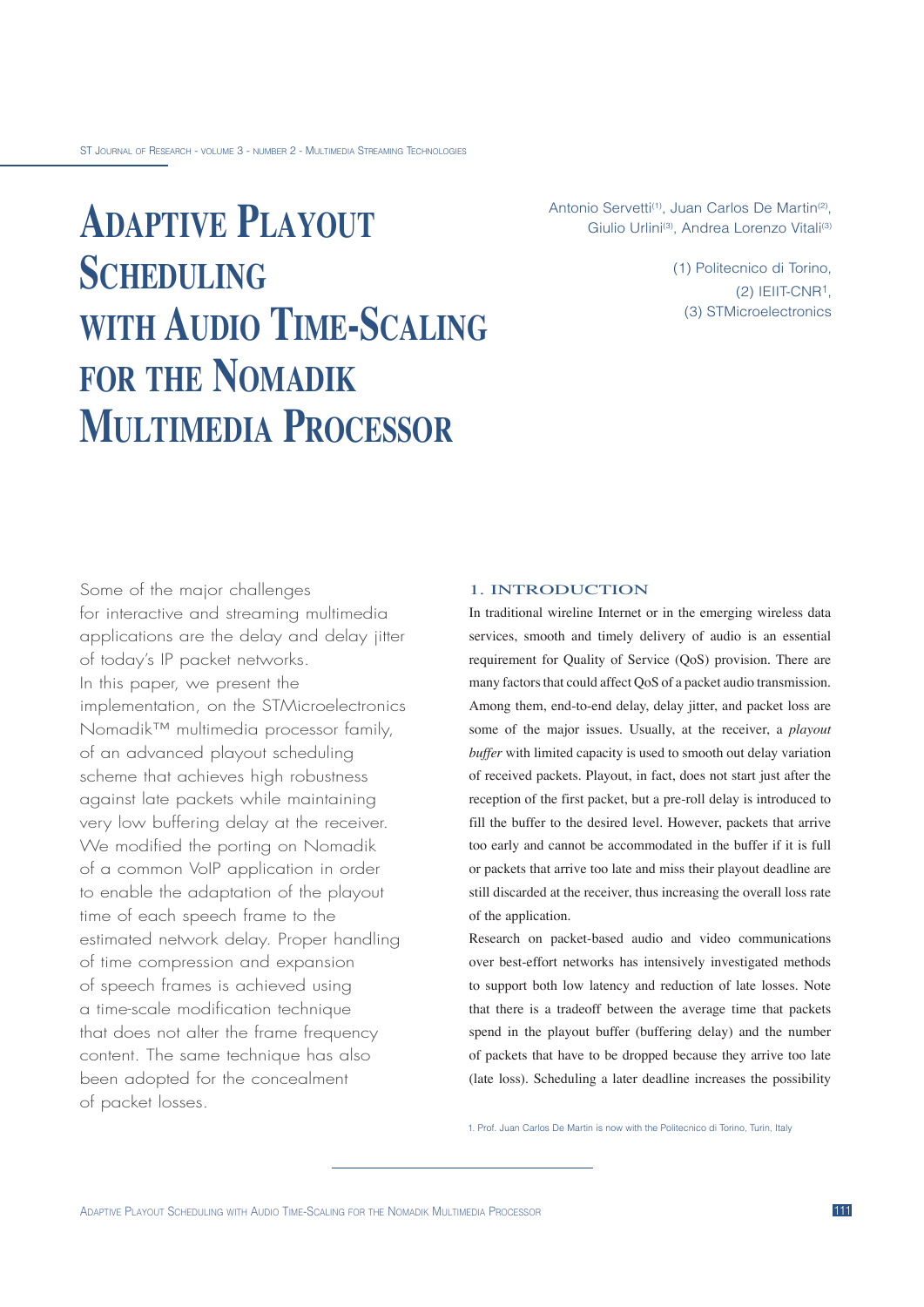# Adaptive Playout Scheduling with Audio Time-Scaling for the Nomadik Multimedia Processor

Antonio Servetti[(1)], Juan Carlos De Martin[(2)], Giulio Urlini[(3)], Andrea Lorenzo Vitali[(3)]

(1) Politecnico di Torino,
(2) IEIIT-CNR[1],
(3) STMicroelectronics

Some of the major challenges for interactive and streaming multimedia applications are the delay and delay jitter of today's IP packet networks. In this paper, we present the implementation, on the STMicroelectronics Nomadik™ multimedia processor family, of an advanced playout scheduling scheme that achieves high robustness against late packets while maintaining very low buffering delay at the receiver. We modified the porting on Nomadik of a common VoIP application in order to enable the adaptation of the playout time of each speech frame to the estimated network delay. Proper handling of time compression and expansion of speech frames is achieved using a time-scale modification technique that does not alter the frame frequency content. The same technique has also been adopted for the concealment of packet losses.

## 1. Introduction

In traditional wireline Internet or in the emerging wireless data services, smooth and timely delivery of audio is an essential requirement for Quality of Service (QoS) provision. There are many factors that could affect QoS of a packet audio transmission. Among them, end-to-end delay, delay jitter, and packet loss are some of the major issues. Usually, at the receiver, a *playout buffer* with limited capacity is used to smooth out delay variation of received packets. Playout, in fact, does not start just after the reception of the first packet, but a pre-roll delay is introduced to fill the buffer to the desired level. However, packets that arrive too early and cannot be accommodated in the buffer if it is full or packets that arrive too late and miss their playout deadline are still discarded at the receiver, thus increasing the overall loss rate of the application.

Research on packet-based audio and video communications over best-effort networks has intensively investigated methods to support both low latency and reduction of late losses. Note that there is a tradeoff between the average time that packets spend in the playout buffer (buffering delay) and the number of packets that have to be dropped because they arrive too late (late loss). Scheduling a later deadline increases the possibility

1. Prof. Juan Carlos De Martin is now with the Politecnico di Torino, Turin, Italy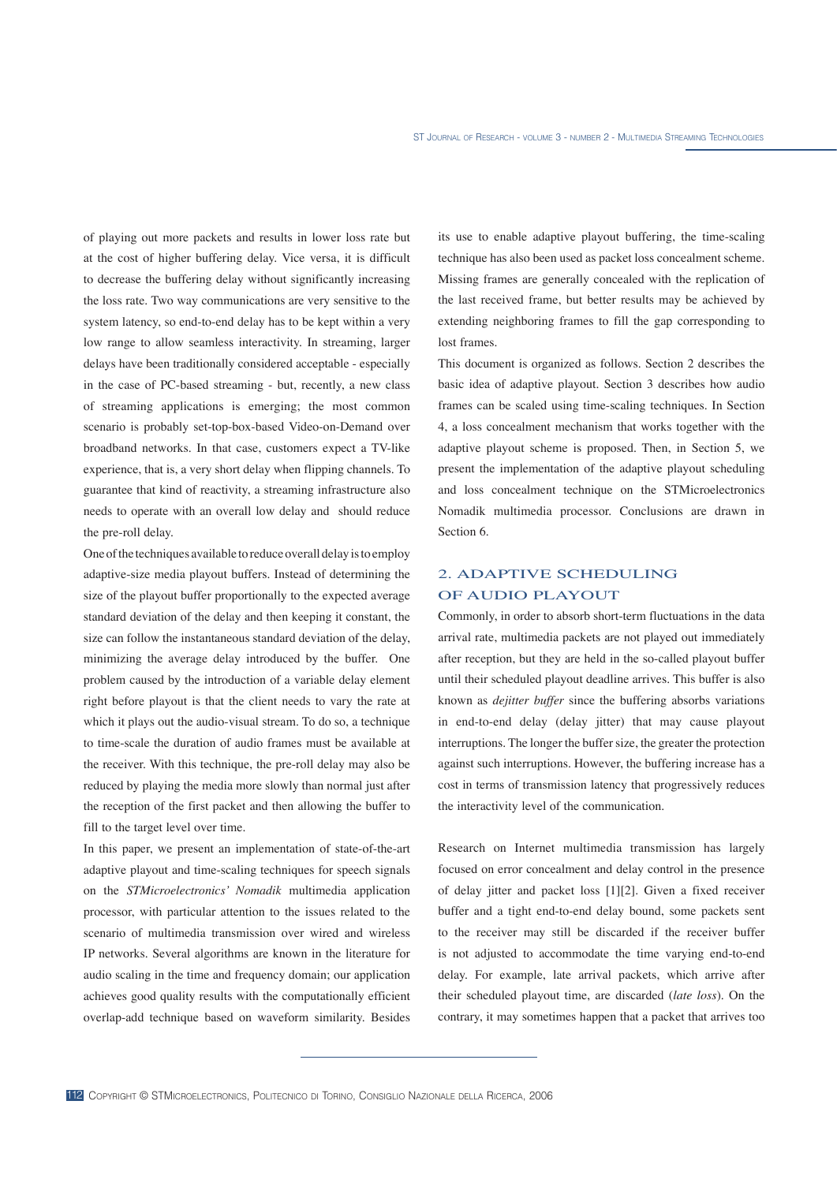of playing out more packets and results in lower loss rate but at the cost of higher buffering delay. Vice versa, it is difficult to decrease the buffering delay without significantly increasing the loss rate. Two way communications are very sensitive to the system latency, so end-to-end delay has to be kept within a very low range to allow seamless interactivity. In streaming, larger delays have been traditionally considered acceptable - especially in the case of PC-based streaming - but, recently, a new class of streaming applications is emerging; the most common scenario is probably set-top-box-based Video-on-Demand over broadband networks. In that case, customers expect a TV-like experience, that is, a very short delay when flipping channels. To guarantee that kind of reactivity, a streaming infrastructure also needs to operate with an overall low delay and should reduce the pre-roll delay.

One of the techniques available to reduce overall delay is to employ adaptive-size media playout buffers. Instead of determining the size of the playout buffer proportionally to the expected average standard deviation of the delay and then keeping it constant, the size can follow the instantaneous standard deviation of the delay, minimizing the average delay introduced by the buffer. One problem caused by the introduction of a variable delay element right before playout is that the client needs to vary the rate at which it plays out the audio-visual stream. To do so, a technique to time-scale the duration of audio frames must be available at the receiver. With this technique, the pre-roll delay may also be reduced by playing the media more slowly than normal just after the reception of the first packet and then allowing the buffer to fill to the target level over time.

In this paper, we present an implementation of state-of-the-art adaptive playout and time-scaling techniques for speech signals on the *STMicroelectronics' Nomadik* multimedia application processor, with particular attention to the issues related to the scenario of multimedia transmission over wired and wireless IP networks. Several algorithms are known in the literature for audio scaling in the time and frequency domain; our application achieves good quality results with the computationally efficient overlap-add technique based on waveform similarity. Besides its use to enable adaptive playout buffering, the time-scaling technique has also been used as packet loss concealment scheme. Missing frames are generally concealed with the replication of the last received frame, but better results may be achieved by extending neighboring frames to fill the gap corresponding to lost frames.

This document is organized as follows. Section 2 describes the basic idea of adaptive playout. Section 3 describes how audio frames can be scaled using time-scaling techniques. In Section 4, a loss concealment mechanism that works together with the adaptive playout scheme is proposed. Then, in Section 5, we present the implementation of the adaptive playout scheduling and loss concealment technique on the STMicroelectronics Nomadik multimedia processor. Conclusions are drawn in Section 6.

## 2. ADAPTIVE SCHEDULING OF AUDIO PLAYOUT

Commonly, in order to absorb short-term fluctuations in the data arrival rate, multimedia packets are not played out immediately after reception, but they are held in the so-called playout buffer until their scheduled playout deadline arrives. This buffer is also known as *dejitter buffer* since the buffering absorbs variations in end-to-end delay (delay jitter) that may cause playout interruptions. The longer the buffer size, the greater the protection against such interruptions. However, the buffering increase has a cost in terms of transmission latency that progressively reduces the interactivity level of the communication.

Research on Internet multimedia transmission has largely focused on error concealment and delay control in the presence of delay jitter and packet loss [1][2]. Given a fixed receiver buffer and a tight end-to-end delay bound, some packets sent to the receiver may still be discarded if the receiver buffer is not adjusted to accommodate the time varying end-to-end delay. For example, late arrival packets, which arrive after their scheduled playout time, are discarded (*late loss*). On the contrary, it may sometimes happen that a packet that arrives too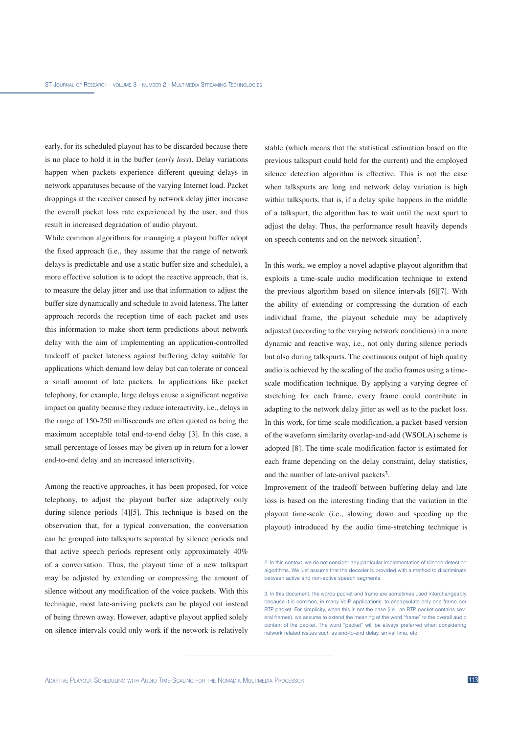early, for its scheduled playout has to be discarded because there is no place to hold it in the buffer (*early loss*). Delay variations happen when packets experience different queuing delays in network apparatuses because of the varying Internet load. Packet droppings at the receiver caused by network delay jitter increase the overall packet loss rate experienced by the user, and thus result in increased degradation of audio playout.

While common algorithms for managing a playout buffer adopt the fixed approach (i.e., they assume that the range of network delays is predictable and use a static buffer size and schedule), a more effective solution is to adopt the reactive approach, that is, to measure the delay jitter and use that information to adjust the buffer size dynamically and schedule to avoid lateness. The latter approach records the reception time of each packet and uses this information to make short-term predictions about network delay with the aim of implementing an application-controlled tradeoff of packet lateness against buffering delay suitable for applications which demand low delay but can tolerate or conceal a small amount of late packets. In applications like packet telephony, for example, large delays cause a significant negative impact on quality because they reduce interactivity, i.e., delays in the range of 150-250 milliseconds are often quoted as being the maximum acceptable total end-to-end delay [3]. In this case, a small percentage of losses may be given up in return for a lower end-to-end delay and an increased interactivity.

Among the reactive approaches, it has been proposed, for voice telephony, to adjust the playout buffer size adaptively only during silence periods [4][5]. This technique is based on the observation that, for a typical conversation, the conversation can be grouped into talkspurts separated by silence periods and that active speech periods represent only approximately 40% of a conversation. Thus, the playout time of a new talkspurt may be adjusted by extending or compressing the amount of silence without any modification of the voice packets. With this technique, most late-arriving packets can be played out instead of being thrown away. However, adaptive playout applied solely on silence intervals could only work if the network is relatively stable (which means that the statistical estimation based on the previous talkspurt could hold for the current) and the employed silence detection algorithm is effective. This is not the case when talkspurts are long and network delay variation is high within talkspurts, that is, if a delay spike happens in the middle of a talkspurt, the algorithm has to wait until the next spurt to adjust the delay. Thus, the performance result heavily depends on speech contents and on the network situation[2].

In this work, we employ a novel adaptive playout algorithm that exploits a time-scale audio modification technique to extend the previous algorithm based on silence intervals [6][7]. With the ability of extending or compressing the duration of each individual frame, the playout schedule may be adaptively adjusted (according to the varying network conditions) in a more dynamic and reactive way, i.e., not only during silence periods but also during talkspurts. The continuous output of high quality audio is achieved by the scaling of the audio frames using a time-scale modification technique. By applying a varying degree of stretching for each frame, every frame could contribute in adapting to the network delay jitter as well as to the packet loss. In this work, for time-scale modification, a packet-based version of the waveform similarity overlap-and-add (WSOLA) scheme is adopted [8]. The time-scale modification factor is estimated for each frame depending on the delay constraint, delay statistics, and the number of late-arrival packets[3].

Improvement of the tradeoff between buffering delay and late loss is based on the interesting finding that the variation in the playout time-scale (i.e., slowing down and speeding up the playout) introduced by the audio time-stretching technique is

2. In this context, we do not consider any particular implementation of silence detection algorithms. We just assume that the decoder is provided with a method to discriminate between active and non-active speech segments.

3. In this document, the words packet and frame are sometimes used interchangeably because it is common, in many VoIP applications, to encapsulate only one frame per RTP packet. For simplicity, when this is not the case (i.e., an RTP packet contains several frames), we assume to extend the meaning of the word "frame" to the overall audio content of the packet. The word "packet" will be always preferred when considering network related issues such as end-to-end delay, arrival time, etc.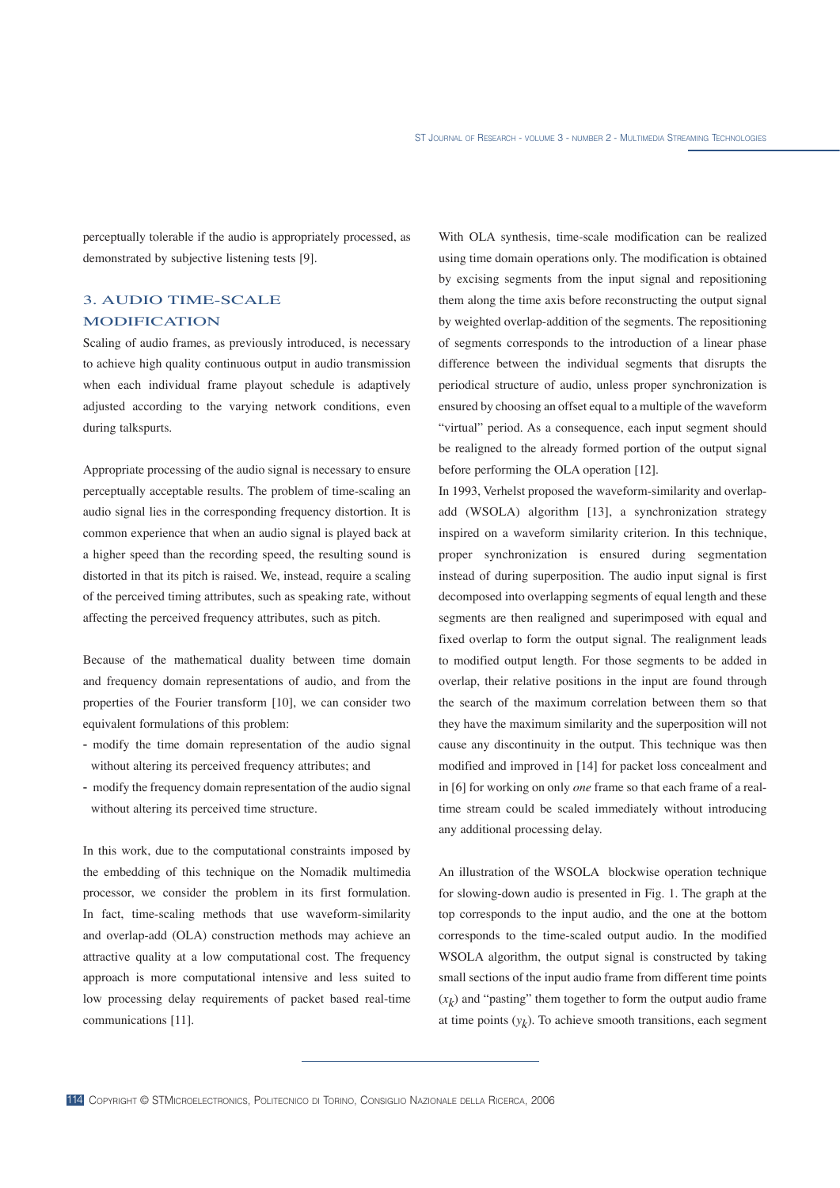perceptually tolerable if the audio is appropriately processed, as demonstrated by subjective listening tests [9].

## 3. AUDIO TIME-SCALE MODIFICATION

Scaling of audio frames, as previously introduced, is necessary to achieve high quality continuous output in audio transmission when each individual frame playout schedule is adaptively adjusted according to the varying network conditions, even during talkspurts.

Appropriate processing of the audio signal is necessary to ensure perceptually acceptable results. The problem of time-scaling an audio signal lies in the corresponding frequency distortion. It is common experience that when an audio signal is played back at a higher speed than the recording speed, the resulting sound is distorted in that its pitch is raised. We, instead, require a scaling of the perceived timing attributes, such as speaking rate, without affecting the perceived frequency attributes, such as pitch.

Because of the mathematical duality between time domain and frequency domain representations of audio, and from the properties of the Fourier transform [10], we can consider two equivalent formulations of this problem:

- modify the time domain representation of the audio signal without altering its perceived frequency attributes; and
- modify the frequency domain representation of the audio signal without altering its perceived time structure.

In this work, due to the computational constraints imposed by the embedding of this technique on the Nomadik multimedia processor, we consider the problem in its first formulation. In fact, time-scaling methods that use waveform-similarity and overlap-add (OLA) construction methods may achieve an attractive quality at a low computational cost. The frequency approach is more computational intensive and less suited to low processing delay requirements of packet based real-time communications [11].

With OLA synthesis, time-scale modification can be realized using time domain operations only. The modification is obtained by excising segments from the input signal and repositioning them along the time axis before reconstructing the output signal by weighted overlap-addition of the segments. The repositioning of segments corresponds to the introduction of a linear phase difference between the individual segments that disrupts the periodical structure of audio, unless proper synchronization is ensured by choosing an offset equal to a multiple of the waveform "virtual" period. As a consequence, each input segment should be realigned to the already formed portion of the output signal before performing the OLA operation [12].

In 1993, Verhelst proposed the waveform-similarity and overlap-add (WSOLA) algorithm [13], a synchronization strategy inspired on a waveform similarity criterion. In this technique, proper synchronization is ensured during segmentation instead of during superposition. The audio input signal is first decomposed into overlapping segments of equal length and these segments are then realigned and superimposed with equal and fixed overlap to form the output signal. The realignment leads to modified output length. For those segments to be added in overlap, their relative positions in the input are found through the search of the maximum correlation between them so that they have the maximum similarity and the superposition will not cause any discontinuity in the output. This technique was then modified and improved in [14] for packet loss concealment and in [6] for working on only *one* frame so that each frame of a real-time stream could be scaled immediately without introducing any additional processing delay.

An illustration of the WSOLA blockwise operation technique for slowing-down audio is presented in Fig. 1. The graph at the top corresponds to the input audio, and the one at the bottom corresponds to the time-scaled output audio. In the modified WSOLA algorithm, the output signal is constructed by taking small sections of the input audio frame from different time points ($x_k$) and "pasting" them together to form the output audio frame at time points ($y_k$). To achieve smooth transitions, each segment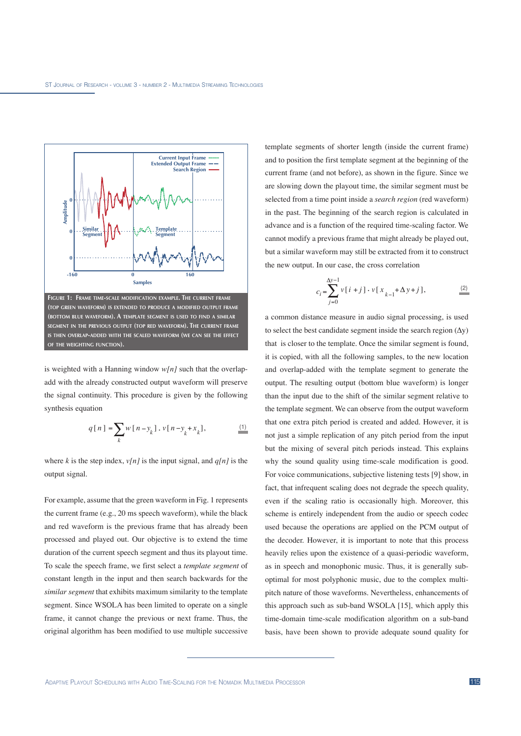FIGURE 1: FRAME TIME-SCALE MODIFICATION EXAMPLE. THE CURRENT FRAME (TOP GREEN WAVEFORM) IS EXTENDED TO PRODUCE A MODIFIED OUTPUT FRAME (BOTTOM BLUE WAVEFORM). A TEMPLATE SEGMENT IS USED TO FIND A SIMILAR SEGMENT IN THE PREVIOUS OUTPUT (TOP RED WAVEFORM). THE CURRENT FRAME IS THEN OVERLAP-ADDED WITH THE SCALED WAVEFORM (WE CAN SEE THE EFFECT OF THE WEIGHTING FUNCTION).

is weighted with a Hanning window $w[n]$ such that the overlap-add with the already constructed output waveform will preserve the signal continuity. This procedure is given by the following synthesis equation

$$q[n] = \sum_{k} w[n - y_k] \cdot v[n - y_k + x_k], \tag{1}$$

where $k$ is the step index, $v[n]$ is the input signal, and $q[n]$ is the output signal.

For example, assume that the green waveform in Fig. 1 represents the current frame (e.g., 20 ms speech waveform), while the black and red waveform is the previous frame that has already been processed and played out. Our objective is to extend the time duration of the current speech segment and thus its playout time. To scale the speech frame, we first select a *template segment* of constant length in the input and then search backwards for the *similar segment* that exhibits maximum similarity to the template segment. Since WSOLA has been limited to operate on a single frame, it cannot change the previous or next frame. Thus, the original algorithm has been modified to use multiple successive template segments of shorter length (inside the current frame) and to position the first template segment at the beginning of the current frame (and not before), as shown in the figure. Since we are slowing down the playout time, the similar segment must be selected from a time point inside a *search region* (red waveform) in the past. The beginning of the search region is calculated in advance and is a function of the required time-scaling factor. We cannot modify a previous frame that might already be played out, but a similar waveform may still be extracted from it to construct the new output. In our case, the cross correlation

$$c_i = \sum_{j=0}^{\Delta y - 1} v[i + j] \cdot v[x_{k-1} + \Delta y + j], \tag{2}$$

a common distance measure in audio signal processing, is used to select the best candidate segment inside the search region ($\Delta$y) that is closer to the template. Once the similar segment is found, it is copied, with all the following samples, to the new location and overlap-added with the template segment to generate the output. The resulting output (bottom blue waveform) is longer than the input due to the shift of the similar segment relative to the template segment. We can observe from the output waveform that one extra pitch period is created and added. However, it is not just a simple replication of any pitch period from the input but the mixing of several pitch periods instead. This explains why the sound quality using time-scale modification is good. For voice communications, subjective listening tests [9] show, in fact, that infrequent scaling does not degrade the speech quality, even if the scaling ratio is occasionally high. Moreover, this scheme is entirely independent from the audio or speech codec used because the operations are applied on the PCM output of the decoder. However, it is important to note that this process heavily relies upon the existence of a quasi-periodic waveform, as in speech and monophonic music. Thus, it is generally sub-optimal for most polyphonic music, due to the complex multi-pitch nature of those waveforms. Nevertheless, enhancements of this approach such as sub-band WSOLA [15], which apply this time-domain time-scale modification algorithm on a sub-band basis, have been shown to provide adequate sound quality for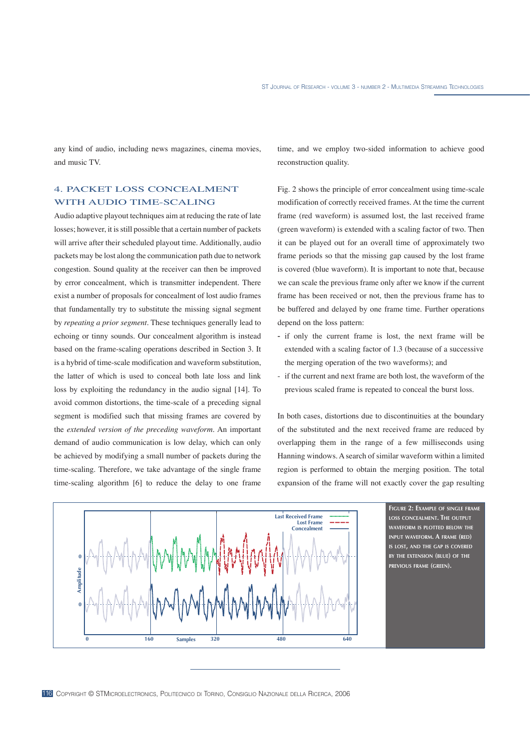any kind of audio, including news magazines, cinema movies, and music TV.

## 4. PACKET LOSS CONCEALMENT WITH AUDIO TIME-SCALING

Audio adaptive playout techniques aim at reducing the rate of late losses; however, it is still possible that a certain number of packets will arrive after their scheduled playout time. Additionally, audio packets may be lost along the communication path due to network congestion. Sound quality at the receiver can then be improved by error concealment, which is transmitter independent. There exist a number of proposals for concealment of lost audio frames that fundamentally try to substitute the missing signal segment by *repeating a prior segment*. These techniques generally lead to echoing or tinny sounds. Our concealment algorithm is instead based on the frame-scaling operations described in Section 3. It is a hybrid of time-scale modification and waveform substitution, the latter of which is used to conceal both late loss and link loss by exploiting the redundancy in the audio signal [14]. To avoid common distortions, the time-scale of a preceding signal segment is modified such that missing frames are covered by the *extended version of the preceding waveform*. An important demand of audio communication is low delay, which can only be achieved by modifying a small number of packets during the time-scaling. Therefore, we take advantage of the single frame time-scaling algorithm [6] to reduce the delay to one frame time, and we employ two-sided information to achieve good reconstruction quality.

Fig. 2 shows the principle of error concealment using time-scale modification of correctly received frames. At the time the current frame (red waveform) is assumed lost, the last received frame (green waveform) is extended with a scaling factor of two. Then it can be played out for an overall time of approximately two frame periods so that the missing gap caused by the lost frame is covered (blue waveform). It is important to note that, because we can scale the previous frame only after we know if the current frame has been received or not, then the previous frame has to be buffered and delayed by one frame time. Further operations depend on the loss pattern:

- if only the current frame is lost, the next frame will be extended with a scaling factor of 1.3 (because of a successive the merging operation of the two waveforms); and
- if the current and next frame are both lost, the waveform of the previous scaled frame is repeated to conceal the burst loss.

In both cases, distortions due to discontinuities at the boundary of the substituted and the next received frame are reduced by overlapping them in the range of a few milliseconds using Hanning windows. A search of similar waveform within a limited region is performed to obtain the merging position. The total expansion of the frame will not exactly cover the gap resulting

**FIGURE 2: EXAMPLE OF SINGLE FRAME LOSS CONCEALMENT. THE OUTPUT WAVEFORM IS PLOTTED BELOW THE INPUT WAVEFORM. A FRAME (RED) IS LOST, AND THE GAP IS COVERED BY THE EXTENSION (BLUE) OF THE PREVIOUS FRAME (GREEN).**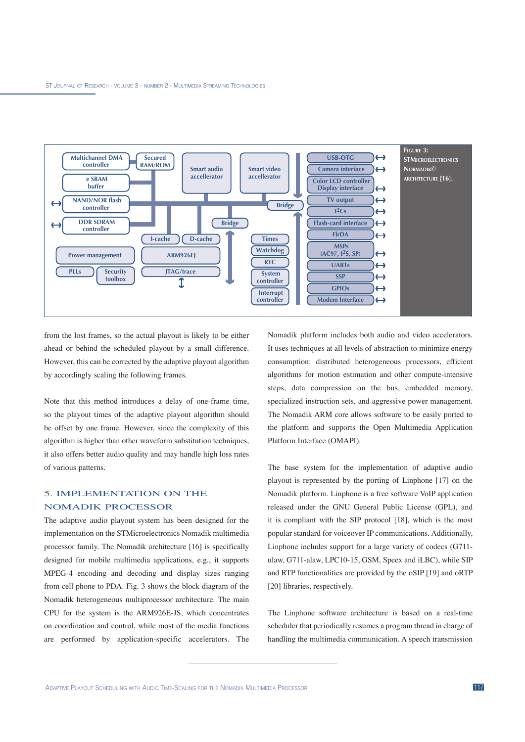**Figure 3:** STMicroelectronics Nomadik© architecture [16].

from the lost frames, so the actual playout is likely to be either ahead or behind the scheduled playout by a small difference. However, this can be corrected by the adaptive playout algorithm by accordingly scaling the following frames.

Note that this method introduces a delay of one-frame time, so the playout times of the adaptive playout algorithm should be offset by one frame. However, since the complexity of this algorithm is higher than other waveform substitution techniques, it also offers better audio quality and may handle high loss rates of various patterns.

## 5. IMPLEMENTATION ON THE NOMADIK PROCESSOR

The adaptive audio playout system has been designed for the implementation on the STMicroelectronics Nomadik multimedia processor family. The Nomadik architecture [16] is specifically designed for mobile multimedia applications, e.g., it supports MPEG-4 encoding and decoding and display sizes ranging from cell phone to PDA. Fig. 3 shows the block diagram of the Nomadik heterogeneous multiprocessor architecture. The main CPU for the system is the ARM926E-JS, which concentrates on coordination and control, while most of the media functions are performed by application-specific accelerators. The Nomadik platform includes both audio and video accelerators. It uses techniques at all levels of abstraction to minimize energy consumption: distributed heterogeneous processors, efficient algorithms for motion estimation and other compute-intensive steps, data compression on the bus, embedded memory, specialized instruction sets, and aggressive power management. The Nomadik ARM core allows software to be easily ported to the platform and supports the Open Multimedia Application Platform Interface (OMAPI).

The base system for the implementation of adaptive audio playout is represented by the porting of Linphone [17] on the Nomadik platform. Linphone is a free software VoIP application released under the GNU General Public License (GPL), and it is compliant with the SIP protocol [18], which is the most popular standard for voiceover IP communications. Additionally, Linphone includes support for a large variety of codecs (G711-ulaw, G711-alaw, LPC10-15, GSM, Speex and iLBC), while SIP and RTP functionalities are provided by the oSIP [19] and oRTP [20] libraries, respectively.

The Linphone software architecture is based on a real-time scheduler that periodically resumes a program thread in charge of handling the multimedia communication. A speech transmission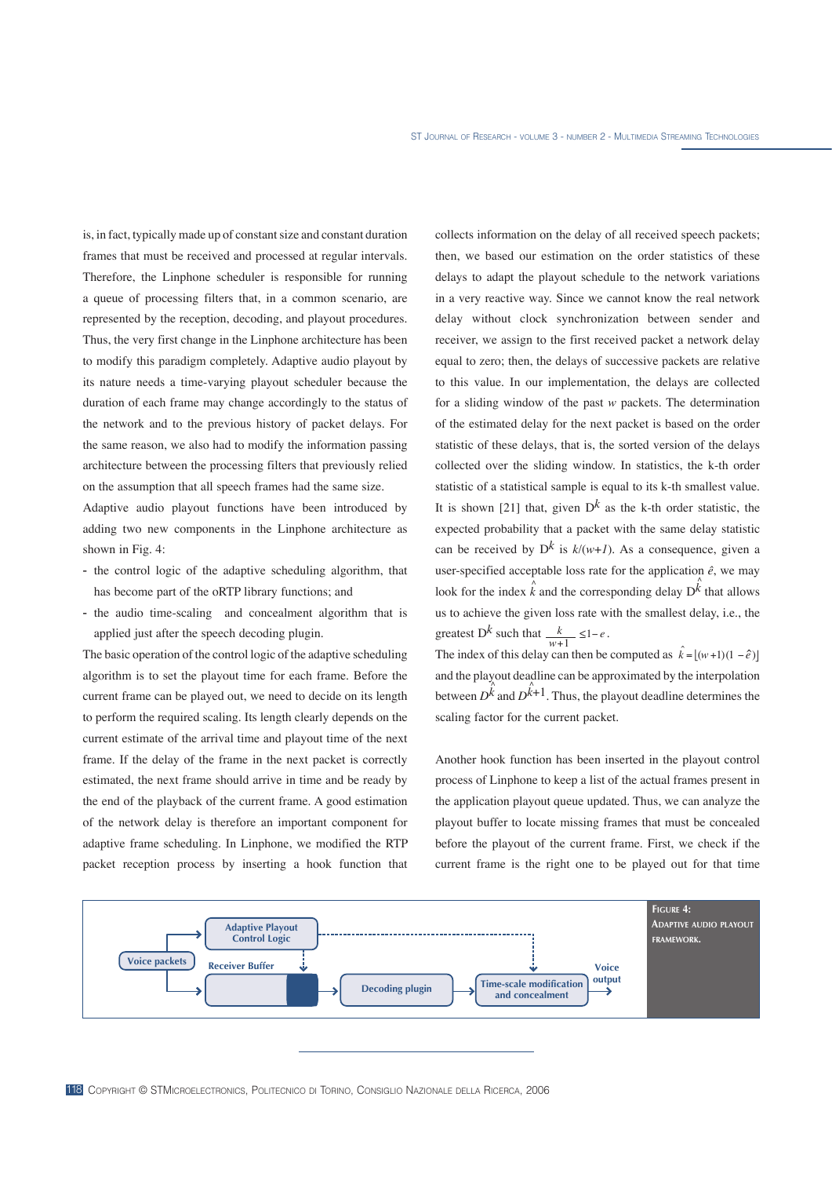is, in fact, typically made up of constant size and constant duration frames that must be received and processed at regular intervals. Therefore, the Linphone scheduler is responsible for running a queue of processing filters that, in a common scenario, are represented by the reception, decoding, and playout procedures. Thus, the very first change in the Linphone architecture has been to modify this paradigm completely. Adaptive audio playout by its nature needs a time-varying playout scheduler because the duration of each frame may change accordingly to the status of the network and to the previous history of packet delays. For the same reason, we also had to modify the information passing architecture between the processing filters that previously relied on the assumption that all speech frames had the same size.

Adaptive audio playout functions have been introduced by adding two new components in the Linphone architecture as shown in Fig. 4:

- the control logic of the adaptive scheduling algorithm, that has become part of the oRTP library functions; and
- the audio time-scaling and concealment algorithm that is applied just after the speech decoding plugin.

The basic operation of the control logic of the adaptive scheduling algorithm is to set the playout time for each frame. Before the current frame can be played out, we need to decide on its length to perform the required scaling. Its length clearly depends on the current estimate of the arrival time and playout time of the next frame. If the delay of the frame in the next packet is correctly estimated, the next frame should arrive in time and be ready by the end of the playback of the current frame. A good estimation of the network delay is therefore an important component for adaptive frame scheduling. In Linphone, we modified the RTP packet reception process by inserting a hook function that collects information on the delay of all received speech packets; then, we based our estimation on the order statistics of these delays to adapt the playout schedule to the network variations in a very reactive way. Since we cannot know the real network delay without clock synchronization between sender and receiver, we assign to the first received packet a network delay equal to zero; then, the delays of successive packets are relative to this value. In our implementation, the delays are collected for a sliding window of the past $w$ packets. The determination of the estimated delay for the next packet is based on the order statistic of these delays, that is, the sorted version of the delays collected over the sliding window. In statistics, the k-th order statistic of a statistical sample is equal to its k-th smallest value. It is shown [21] that, given $D^k$ as the k-th order statistic, the expected probability that a packet with the same delay statistic can be received by $D^k$ is $k/(w+1)$. As a consequence, given a user-specified acceptable loss rate for the application $\hat{e}$, we may look for the index $\hat{k}$ and the corresponding delay $D^{\hat{k}}$ that allows us to achieve the given loss rate with the smallest delay, i.e., the greatest $D^k$ such that $\frac{k}{w+1} \leq 1-e$.

The index of this delay can then be computed as $\hat{k} = \lfloor (w+1)(1-\hat{e}) \rfloor$ and the playout deadline can be approximated by the interpolation between $D^{\hat{k}}$ and $D^{\hat{k}+1}$. Thus, the playout deadline determines the scaling factor for the current packet.

Another hook function has been inserted in the playout control process of Linphone to keep a list of the actual frames present in the application playout queue updated. Thus, we can analyze the playout buffer to locate missing frames that must be concealed before the playout of the current frame. First, we check if the current frame is the right one to be played out for that time

**Figure 4:** Adaptive audio playout framework.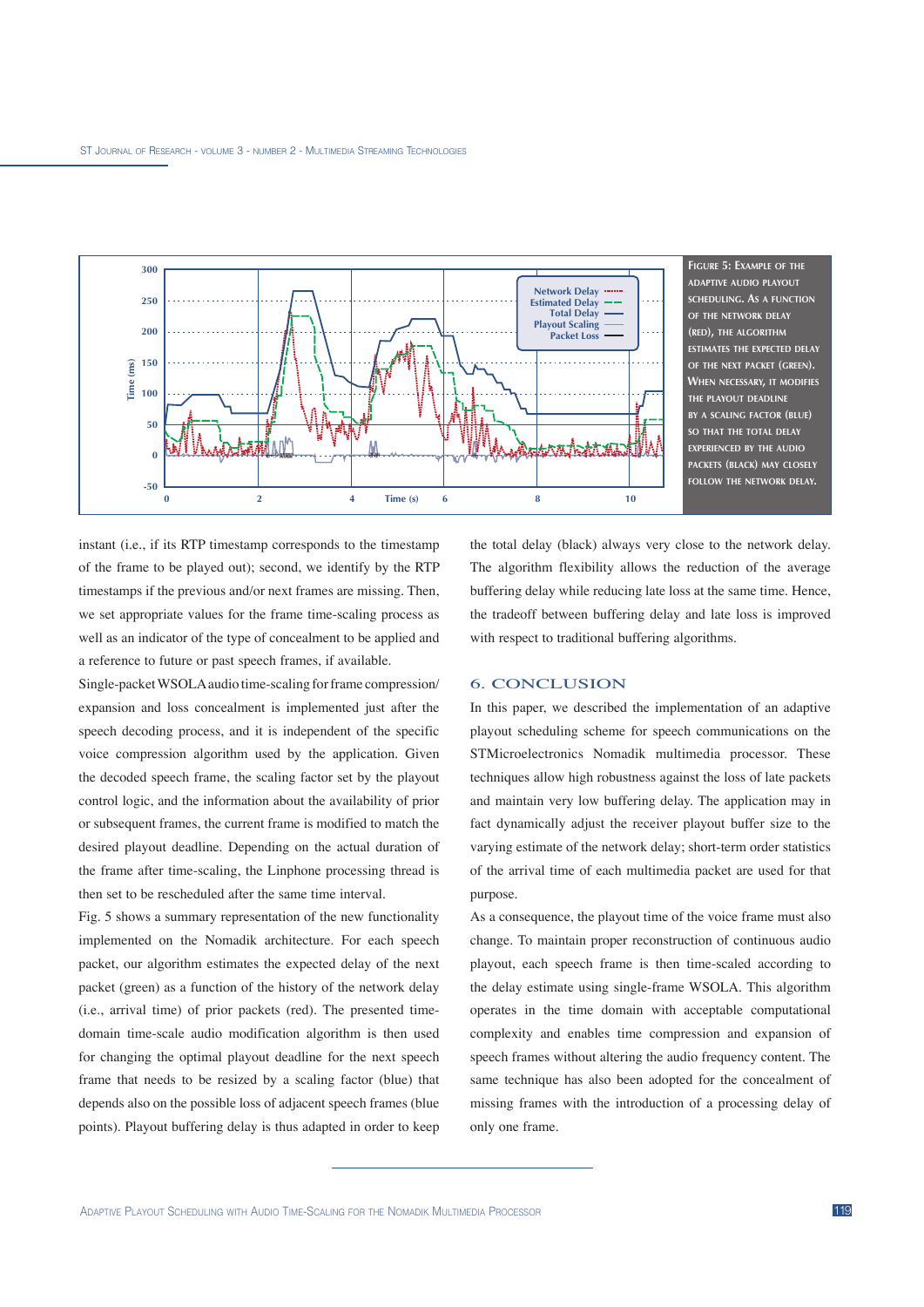Figure 5: Example of the adaptive audio playout scheduling. As a function of the network delay (red), the algorithm estimates the expected delay of the next packet (green). When necessary, it modifies the playout deadline by a scaling factor (blue) so that the total delay experienced by the audio packets (black) may closely follow the network delay.

instant (i.e., if its RTP timestamp corresponds to the timestamp of the frame to be played out); second, we identify by the RTP timestamps if the previous and/or next frames are missing. Then, we set appropriate values for the frame time-scaling process as well as an indicator of the type of concealment to be applied and a reference to future or past speech frames, if available.

Single-packet WSOLA audio time-scaling for frame compression/expansion and loss concealment is implemented just after the speech decoding process, and it is independent of the specific voice compression algorithm used by the application. Given the decoded speech frame, the scaling factor set by the playout control logic, and the information about the availability of prior or subsequent frames, the current frame is modified to match the desired playout deadline. Depending on the actual duration of the frame after time-scaling, the Linphone processing thread is then set to be rescheduled after the same time interval.

Fig. 5 shows a summary representation of the new functionality implemented on the Nomadik architecture. For each speech packet, our algorithm estimates the expected delay of the next packet (green) as a function of the history of the network delay (i.e., arrival time) of prior packets (red). The presented time-domain time-scale audio modification algorithm is then used for changing the optimal playout deadline for the next speech frame that needs to be resized by a scaling factor (blue) that depends also on the possible loss of adjacent speech frames (blue points). Playout buffering delay is thus adapted in order to keep the total delay (black) always very close to the network delay. The algorithm flexibility allows the reduction of the average buffering delay while reducing late loss at the same time. Hence, the tradeoff between buffering delay and late loss is improved with respect to traditional buffering algorithms.

## 6. Conclusion

In this paper, we described the implementation of an adaptive playout scheduling scheme for speech communications on the STMicroelectronics Nomadik multimedia processor. These techniques allow high robustness against the loss of late packets and maintain very low buffering delay. The application may in fact dynamically adjust the receiver playout buffer size to the varying estimate of the network delay; short-term order statistics of the arrival time of each multimedia packet are used for that purpose.

As a consequence, the playout time of the voice frame must also change. To maintain proper reconstruction of continuous audio playout, each speech frame is then time-scaled according to the delay estimate using single-frame WSOLA. This algorithm operates in the time domain with acceptable computational complexity and enables time compression and expansion of speech frames without altering the audio frequency content. The same technique has also been adopted for the concealment of missing frames with the introduction of a processing delay of only one frame.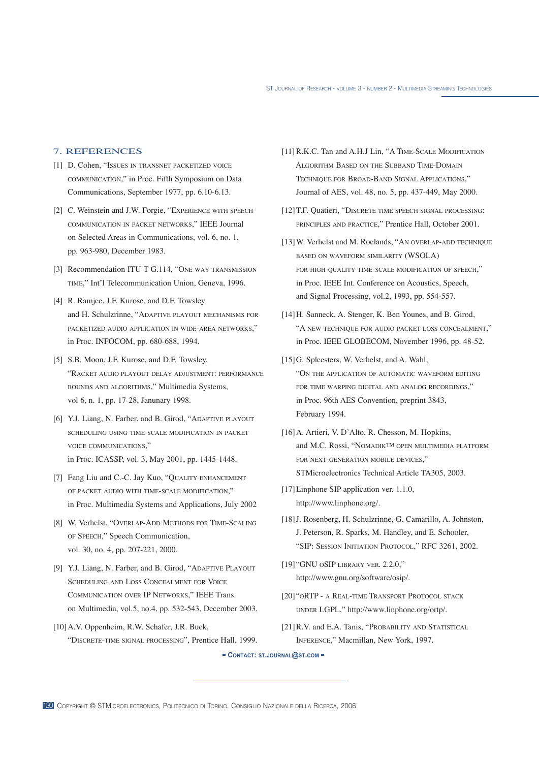## 7. REFERENCES

[1] D. Cohen, "Issues in transnet packetized voice communication," in Proc. Fifth Symposium on Data Communications, September 1977, pp. 6.10-6.13.

[2] C. Weinstein and J.W. Forgie, "Experience with speech communication in packet networks," IEEE Journal on Selected Areas in Communications, vol. 6, no. 1, pp. 963-980, December 1983.

[3] Recommendation ITU-T G.114, "One way transmission time," Int'l Telecommunication Union, Geneva, 1996.

[4] R. Ramjee, J.F. Kurose, and D.F. Towsley and H. Schulzrinne, "Adaptive playout mechanisms for packetized audio application in wide-area networks," in Proc. INFOCOM, pp. 680-688, 1994.

[5] S.B. Moon, J.F. Kurose, and D.F. Towsley, "Racket audio playout delay adjustment: performance bounds and algorithms," Multimedia Systems, vol 6, n. 1, pp. 17-28, Janunary 1998.

[6] Y.J. Liang, N. Farber, and B. Girod, "Adaptive playout scheduling using time-scale modification in packet voice communications," in Proc. ICASSP, vol. 3, May 2001, pp. 1445-1448.

[7] Fang Liu and C.-C. Jay Kuo, "Quality enhancement of packet audio with time-scale modification," in Proc. Multimedia Systems and Applications, July 2002

[8] W. Verhelst, "Overlap-Add Methods for Time-Scaling of Speech," Speech Communication, vol. 30, no. 4, pp. 207-221, 2000.

[9] Y.J. Liang, N. Farber, and B. Girod, "Adaptive Playout Scheduling and Loss Concealment for Voice Communication over IP Networks," IEEE Trans. on Multimedia, vol.5, no.4, pp. 532-543, December 2003.

[10] A.V. Oppenheim, R.W. Schafer, J.R. Buck, "Discrete-time signal processing", Prentice Hall, 1999.

[11] R.K.C. Tan and A.H.J Lin, "A Time-Scale Modification Algorithm Based on the Subband Time-Domain Technique for Broad-Band Signal Applications," Journal of AES, vol. 48, no. 5, pp. 437-449, May 2000.

[12] T.F. Quatieri, "Discrete time speech signal processing: principles and practice," Prentice Hall, October 2001.

[13] W. Verhelst and M. Roelands, "An overlap-add technique based on waveform similarity (WSOLA) for high-quality time-scale modification of speech," in Proc. IEEE Int. Conference on Acoustics, Speech, and Signal Processing, vol.2, 1993, pp. 554-557.

[14] H. Sanneck, A. Stenger, K. Ben Younes, and B. Girod, "A new technique for audio packet loss concealment," in Proc. IEEE GLOBECOM, November 1996, pp. 48-52.

[15] G. Spleesters, W. Verhelst, and A. Wahl, "On the application of automatic waveform editing for time warping digital and analog recordings," in Proc. 96th AES Convention, preprint 3843, February 1994.

[16] A. Artieri, V. D'Alto, R. Chesson, M. Hopkins, and M.C. Rossi, "Nomadik™ open multimedia platform for next-generation mobile devices," STMicroelectronics Technical Article TA305, 2003.

[17] Linphone SIP application ver. 1.1.0, http://www.linphone.org/.

[18] J. Rosenberg, H. Schulzrinne, G. Camarillo, A. Johnston, J. Peterson, R. Sparks, M. Handley, and E. Schooler, "SIP: Session Initiation Protocol," RFC 3261, 2002.

[19] "GNU oSIP library ver. 2.2.0," http://www.gnu.org/software/osip/.

[20] "oRTP - a Real-time Transport Protocol stack under LGPL," http://www.linphone.org/ortp/.

[21] R.V. and E.A. Tanis, "Probability and Statistical Inference," Macmillan, New York, 1997.

**Contact: st.journal@st.com**

Copyright © STMicroelectronics, Politecnico di Torino, Consiglio Nazionale della Ricerca, 2006